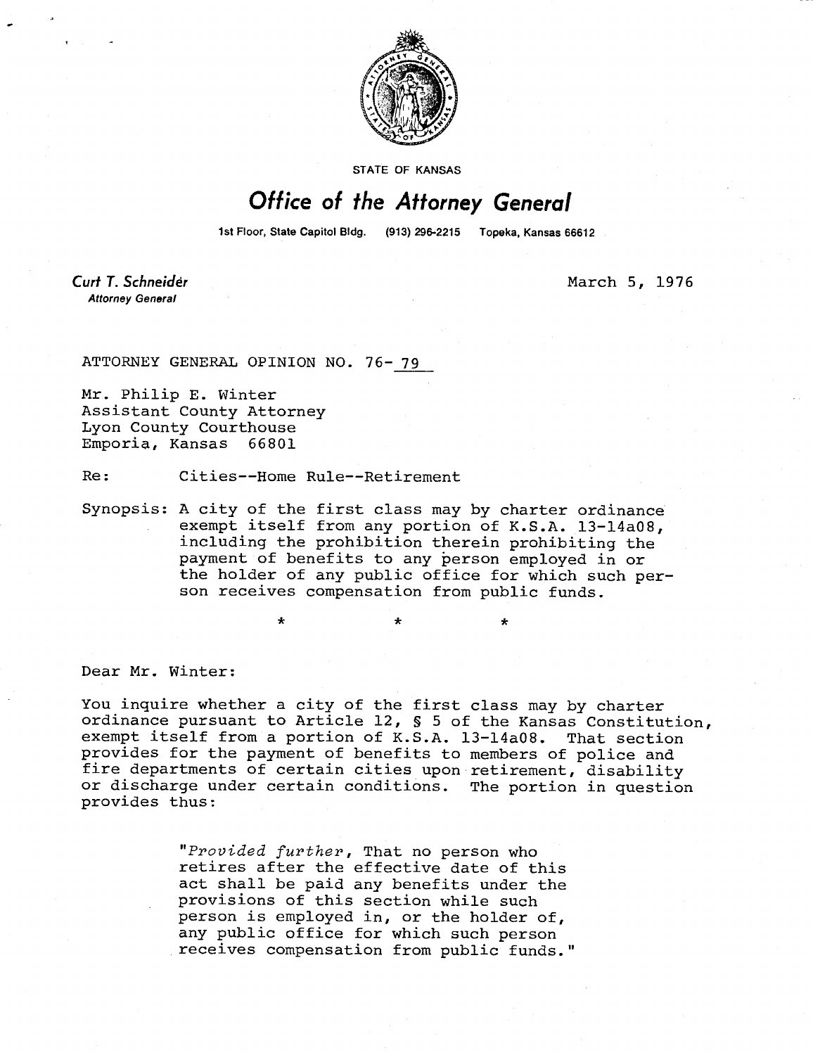STATE OF KANSAS

# Office of the Attorney General

1st Floor, State Capitol Bldg. (913) 296-2215 Topeka, Kansas 66612

**Curt T. Schneider**
*Attorney General*

March 5, 1976

ATTORNEY GENERAL OPINION NO. 76- 79

Mr. Philip E. Winter
Assistant County Attorney
Lyon County Courthouse
Emporia, Kansas 66801

Re: Cities--Home Rule--Retirement

Synopsis: A city of the first class may by charter ordinance exempt itself from any portion of K.S.A. 13-14a08, including the prohibition therein prohibiting the payment of benefits to any person employed in or the holder of any public office for which such person receives compensation from public funds.

\*       \*       \*

Dear Mr. Winter:

You inquire whether a city of the first class may by charter ordinance pursuant to Article 12, § 5 of the Kansas Constitution, exempt itself from a portion of K.S.A. 13-14a08. That section provides for the payment of benefits to members of police and fire departments of certain cities upon retirement, disability or discharge under certain conditions. The portion in question provides thus:

> "*Provided further*, That no person who retires after the effective date of this act shall be paid any benefits under the provisions of this section while such person is employed in, or the holder of, any public office for which such person receives compensation from public funds."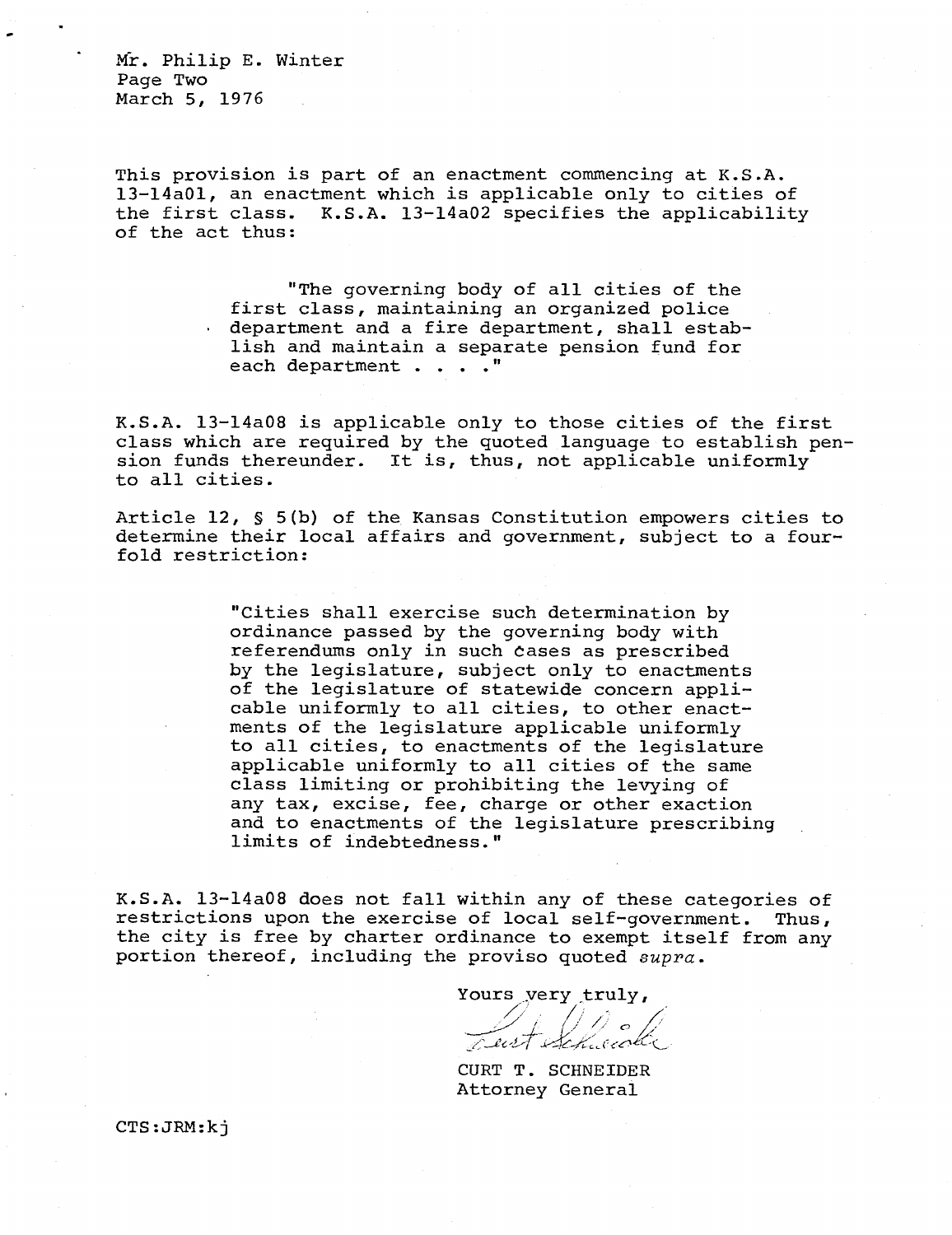Mr. Philip E. Winter
Page Two
March 5, 1976

This provision is part of an enactment commencing at K.S.A. 13-14a01, an enactment which is applicable only to cities of the first class. K.S.A. 13-14a02 specifies the applicability of the act thus:

> "The governing body of all cities of the first class, maintaining an organized police department and a fire department, shall establish and maintain a separate pension fund for each department . . . ."

K.S.A. 13-14a08 is applicable only to those cities of the first class which are required by the quoted language to establish pension funds thereunder. It is, thus, not applicable uniformly to all cities.

Article 12, § 5(b) of the Kansas Constitution empowers cities to determine their local affairs and government, subject to a fourfold restriction:

> "Cities shall exercise such determination by ordinance passed by the governing body with referendums only in such cases as prescribed by the legislature, subject only to enactments of the legislature of statewide concern applicable uniformly to all cities, to other enactments of the legislature applicable uniformly to all cities, to enactments of the legislature applicable uniformly to all cities of the same class limiting or prohibiting the levying of any tax, excise, fee, charge or other exaction and to enactments of the legislature prescribing limits of indebtedness."

K.S.A. 13-14a08 does not fall within any of these categories of restrictions upon the exercise of local self-government. Thus, the city is free by charter ordinance to exempt itself from any portion thereof, including the proviso quoted *supra*.

Yours very truly,

CURT T. SCHNEIDER
Attorney General

CTS:JRM:kj